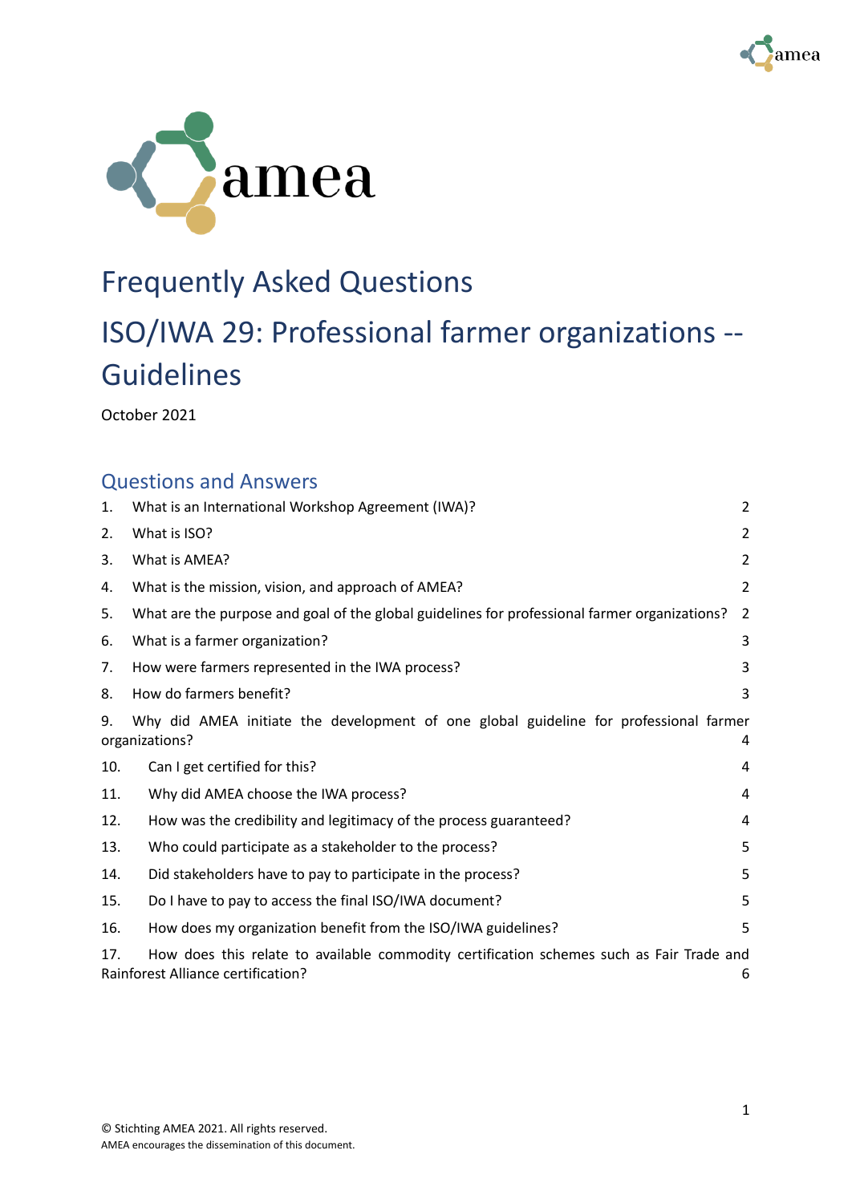# Frequently Asked Questions

# ISO/IWA 29: Professional farmer organizations -- Guidelines

October 2021

## Questions and Answers

| | | |
|---|---|---|
| 1. | What is an International Workshop Agreement (IWA)? | 2 |
| 2. | What is ISO? | 2 |
| 3. | What is AMEA? | 2 |
| 4. | What is the mission, vision, and approach of AMEA? | 2 |
| 5. | What are the purpose and goal of the global guidelines for professional farmer organizations? | 2 |
| 6. | What is a farmer organization? | 3 |
| 7. | How were farmers represented in the IWA process? | 3 |
| 8. | How do farmers benefit? | 3 |
| 9. | Why did AMEA initiate the development of one global guideline for professional farmer organizations? | 4 |
| 10. | Can I get certified for this? | 4 |
| 11. | Why did AMEA choose the IWA process? | 4 |
| 12. | How was the credibility and legitimacy of the process guaranteed? | 4 |
| 13. | Who could participate as a stakeholder to the process? | 5 |
| 14. | Did stakeholders have to pay to participate in the process? | 5 |
| 15. | Do I have to pay to access the final ISO/IWA document? | 5 |
| 16. | How does my organization benefit from the ISO/IWA guidelines? | 5 |
| 17. | How does this relate to available commodity certification schemes such as Fair Trade and Rainforest Alliance certification? | 6 |

© Stichting AMEA 2021. All rights reserved.
AMEA encourages the dissemination of this document.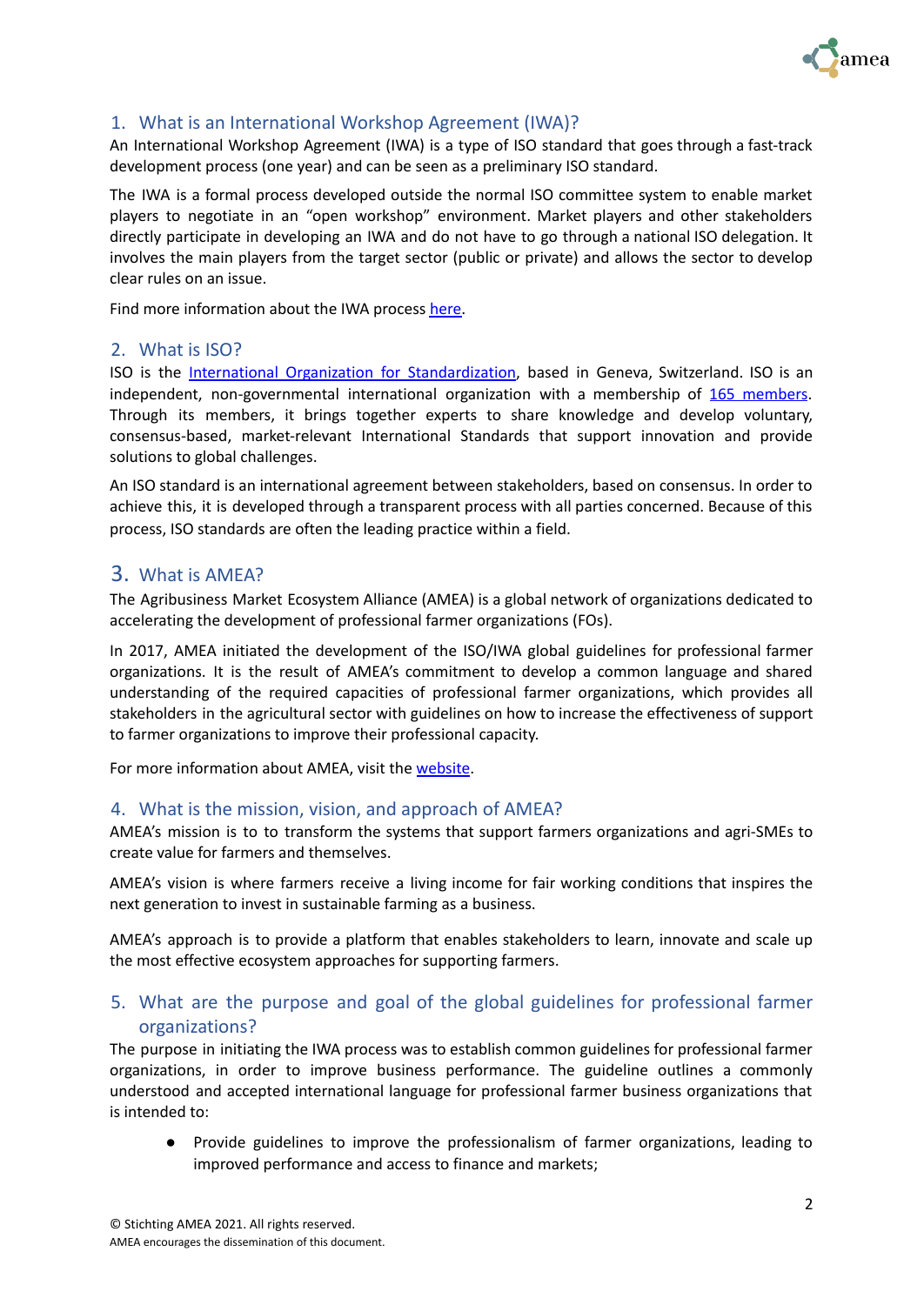## 1. What is an International Workshop Agreement (IWA)?

An International Workshop Agreement (IWA) is a type of ISO standard that goes through a fast-track development process (one year) and can be seen as a preliminary ISO standard.

The IWA is a formal process developed outside the normal ISO committee system to enable market players to negotiate in an "open workshop" environment. Market players and other stakeholders directly participate in developing an IWA and do not have to go through a national ISO delegation. It involves the main players from the target sector (public or private) and allows the sector to develop clear rules on an issue.

Find more information about the IWA process here.

## 2. What is ISO?

ISO is the International Organization for Standardization, based in Geneva, Switzerland. ISO is an independent, non-governmental international organization with a membership of 165 members. Through its members, it brings together experts to share knowledge and develop voluntary, consensus-based, market-relevant International Standards that support innovation and provide solutions to global challenges.

An ISO standard is an international agreement between stakeholders, based on consensus. In order to achieve this, it is developed through a transparent process with all parties concerned. Because of this process, ISO standards are often the leading practice within a field.

## 3. What is AMEA?

The Agribusiness Market Ecosystem Alliance (AMEA) is a global network of organizations dedicated to accelerating the development of professional farmer organizations (FOs).

In 2017, AMEA initiated the development of the ISO/IWA global guidelines for professional farmer organizations. It is the result of AMEA's commitment to develop a common language and shared understanding of the required capacities of professional farmer organizations, which provides all stakeholders in the agricultural sector with guidelines on how to increase the effectiveness of support to farmer organizations to improve their professional capacity.

For more information about AMEA, visit the website.

## 4. What is the mission, vision, and approach of AMEA?

AMEA's mission is to to transform the systems that support farmers organizations and agri-SMEs to create value for farmers and themselves.

AMEA's vision is where farmers receive a living income for fair working conditions that inspires the next generation to invest in sustainable farming as a business.

AMEA's approach is to provide a platform that enables stakeholders to learn, innovate and scale up the most effective ecosystem approaches for supporting farmers.

## 5. What are the purpose and goal of the global guidelines for professional farmer organizations?

The purpose in initiating the IWA process was to establish common guidelines for professional farmer organizations, in order to improve business performance. The guideline outlines a commonly understood and accepted international language for professional farmer business organizations that is intended to:

- Provide guidelines to improve the professionalism of farmer organizations, leading to improved performance and access to finance and markets;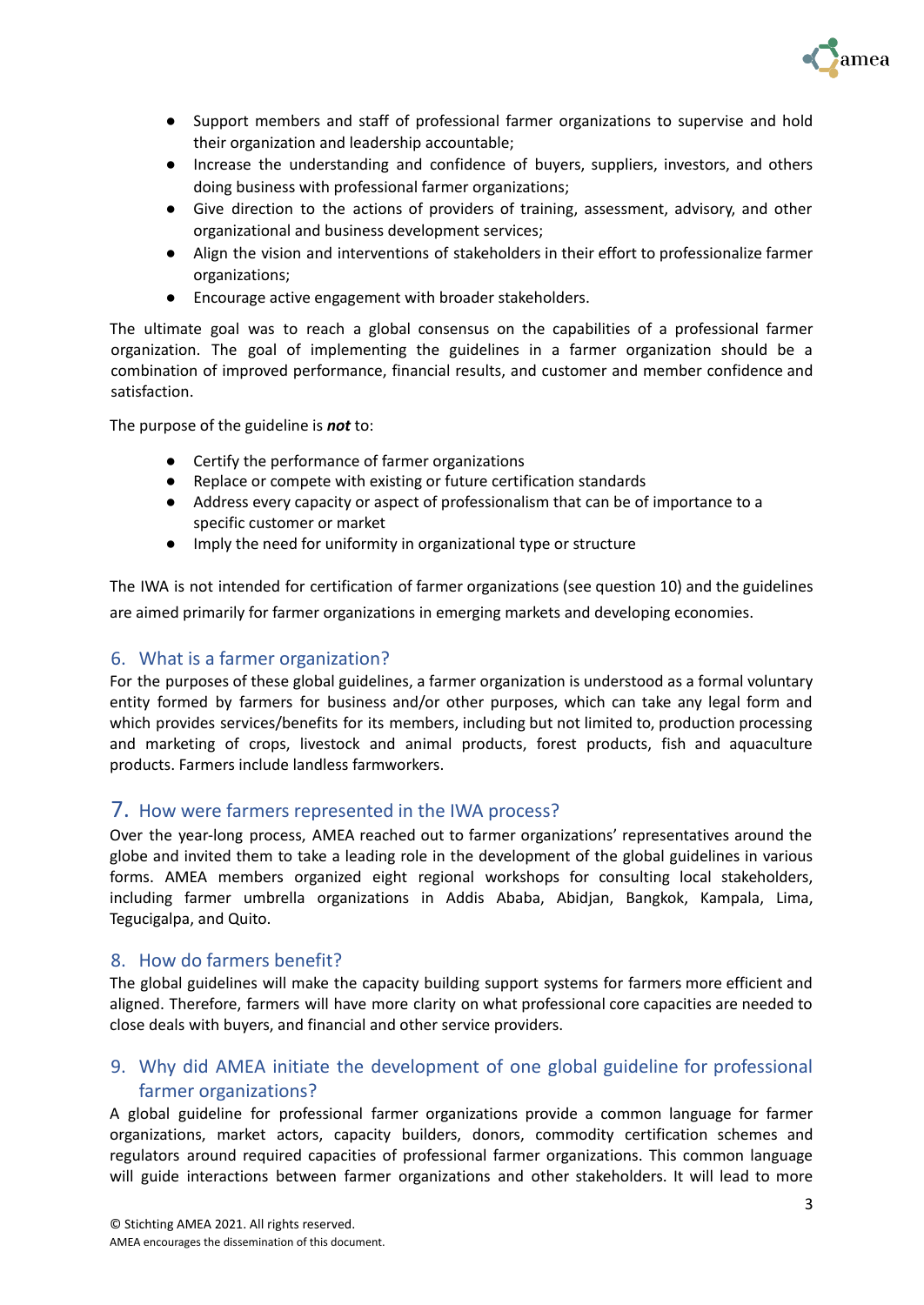- Support members and staff of professional farmer organizations to supervise and hold their organization and leadership accountable;
- Increase the understanding and confidence of buyers, suppliers, investors, and others doing business with professional farmer organizations;
- Give direction to the actions of providers of training, assessment, advisory, and other organizational and business development services;
- Align the vision and interventions of stakeholders in their effort to professionalize farmer organizations;
- Encourage active engagement with broader stakeholders.

The ultimate goal was to reach a global consensus on the capabilities of a professional farmer organization. The goal of implementing the guidelines in a farmer organization should be a combination of improved performance, financial results, and customer and member confidence and satisfaction.

The purpose of the guideline is ***not*** to:

- Certify the performance of farmer organizations
- Replace or compete with existing or future certification standards
- Address every capacity or aspect of professionalism that can be of importance to a specific customer or market
- Imply the need for uniformity in organizational type or structure

The IWA is not intended for certification of farmer organizations (see question 10) and the guidelines are aimed primarily for farmer organizations in emerging markets and developing economies.

## 6. What is a farmer organization?

For the purposes of these global guidelines, a farmer organization is understood as a formal voluntary entity formed by farmers for business and/or other purposes, which can take any legal form and which provides services/benefits for its members, including but not limited to, production processing and marketing of crops, livestock and animal products, forest products, fish and aquaculture products. Farmers include landless farmworkers.

## 7. How were farmers represented in the IWA process?

Over the year-long process, AMEA reached out to farmer organizations' representatives around the globe and invited them to take a leading role in the development of the global guidelines in various forms. AMEA members organized eight regional workshops for consulting local stakeholders, including farmer umbrella organizations in Addis Ababa, Abidjan, Bangkok, Kampala, Lima, Tegucigalpa, and Quito.

## 8. How do farmers benefit?

The global guidelines will make the capacity building support systems for farmers more efficient and aligned. Therefore, farmers will have more clarity on what professional core capacities are needed to close deals with buyers, and financial and other service providers.

## 9. Why did AMEA initiate the development of one global guideline for professional farmer organizations?

A global guideline for professional farmer organizations provide a common language for farmer organizations, market actors, capacity builders, donors, commodity certification schemes and regulators around required capacities of professional farmer organizations. This common language will guide interactions between farmer organizations and other stakeholders. It will lead to more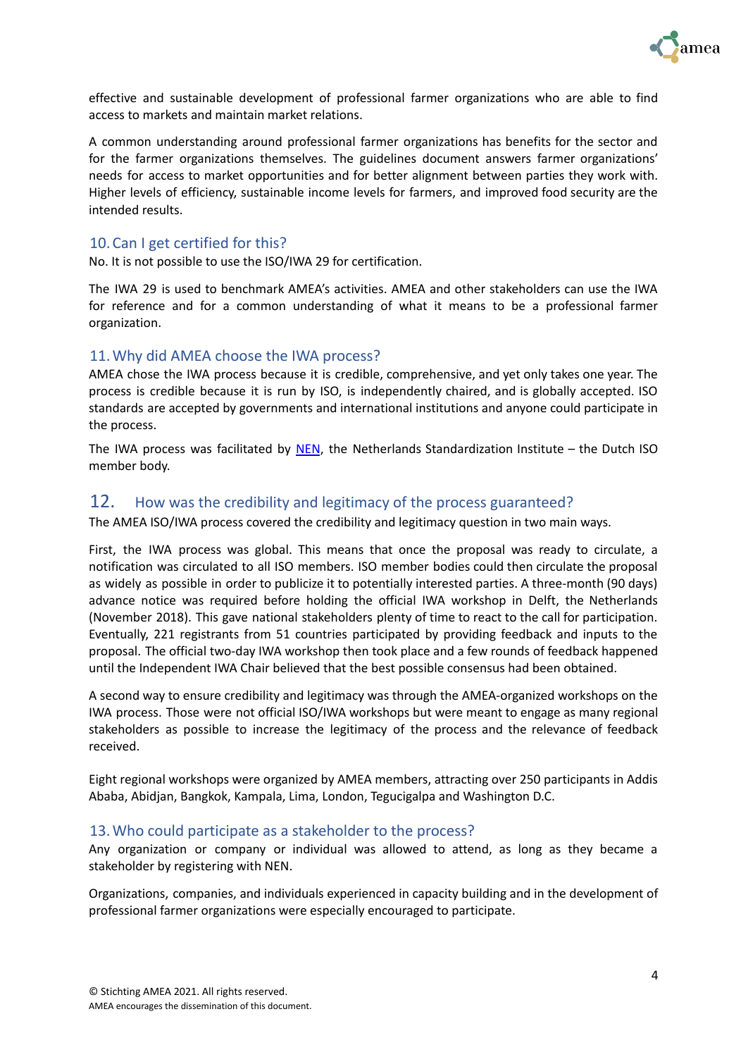effective and sustainable development of professional farmer organizations who are able to find access to markets and maintain market relations.

A common understanding around professional farmer organizations has benefits for the sector and for the farmer organizations themselves. The guidelines document answers farmer organizations' needs for access to market opportunities and for better alignment between parties they work with. Higher levels of efficiency, sustainable income levels for farmers, and improved food security are the intended results.

## 10. Can I get certified for this?

No. It is not possible to use the ISO/IWA 29 for certification.

The IWA 29 is used to benchmark AMEA's activities. AMEA and other stakeholders can use the IWA for reference and for a common understanding of what it means to be a professional farmer organization.

## 11. Why did AMEA choose the IWA process?

AMEA chose the IWA process because it is credible, comprehensive, and yet only takes one year. The process is credible because it is run by ISO, is independently chaired, and is globally accepted. ISO standards are accepted by governments and international institutions and anyone could participate in the process.

The IWA process was facilitated by NEN, the Netherlands Standardization Institute – the Dutch ISO member body.

## 12. How was the credibility and legitimacy of the process guaranteed?

The AMEA ISO/IWA process covered the credibility and legitimacy question in two main ways.

First, the IWA process was global. This means that once the proposal was ready to circulate, a notification was circulated to all ISO members. ISO member bodies could then circulate the proposal as widely as possible in order to publicize it to potentially interested parties. A three-month (90 days) advance notice was required before holding the official IWA workshop in Delft, the Netherlands (November 2018). This gave national stakeholders plenty of time to react to the call for participation. Eventually, 221 registrants from 51 countries participated by providing feedback and inputs to the proposal. The official two-day IWA workshop then took place and a few rounds of feedback happened until the Independent IWA Chair believed that the best possible consensus had been obtained.

A second way to ensure credibility and legitimacy was through the AMEA-organized workshops on the IWA process. Those were not official ISO/IWA workshops but were meant to engage as many regional stakeholders as possible to increase the legitimacy of the process and the relevance of feedback received.

Eight regional workshops were organized by AMEA members, attracting over 250 participants in Addis Ababa, Abidjan, Bangkok, Kampala, Lima, London, Tegucigalpa and Washington D.C.

## 13. Who could participate as a stakeholder to the process?

Any organization or company or individual was allowed to attend, as long as they became a stakeholder by registering with NEN.

Organizations, companies, and individuals experienced in capacity building and in the development of professional farmer organizations were especially encouraged to participate.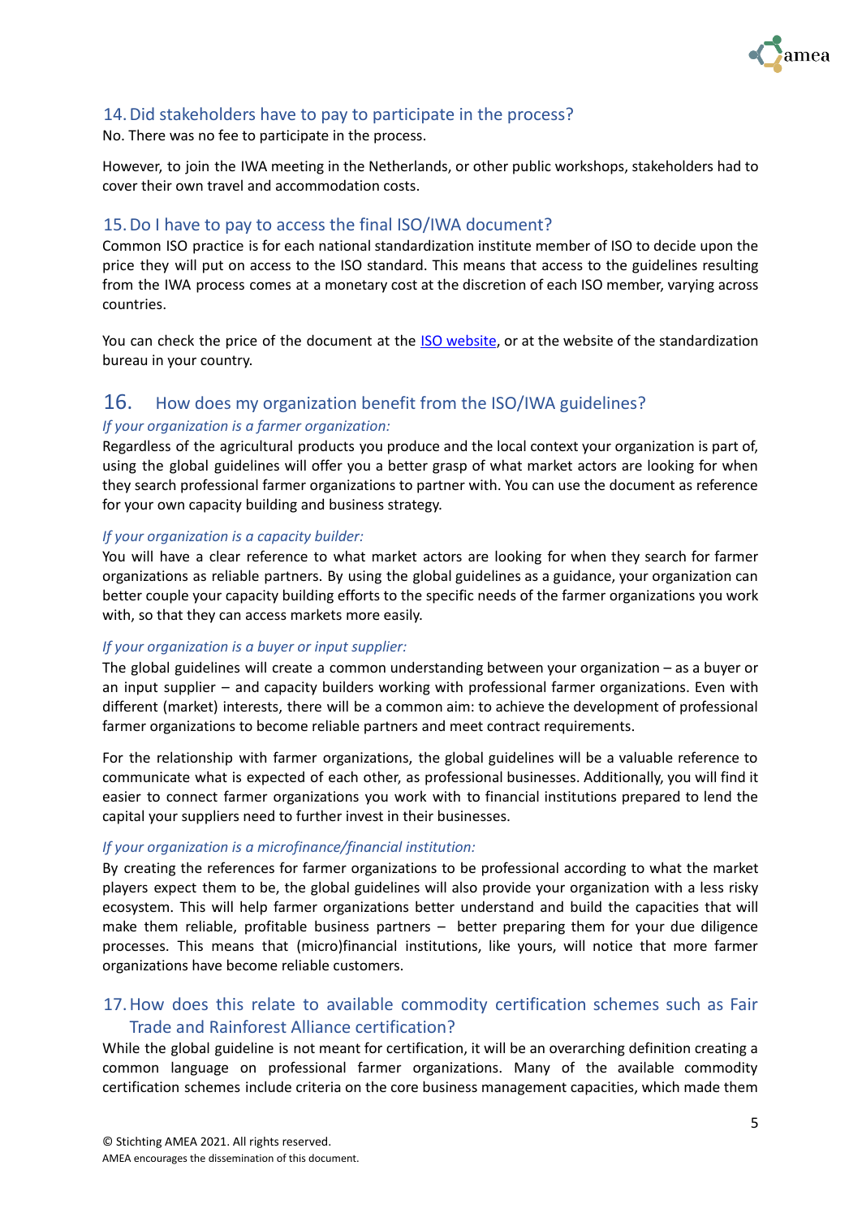## 14. Did stakeholders have to pay to participate in the process?

No. There was no fee to participate in the process.

However, to join the IWA meeting in the Netherlands, or other public workshops, stakeholders had to cover their own travel and accommodation costs.

## 15. Do I have to pay to access the final ISO/IWA document?

Common ISO practice is for each national standardization institute member of ISO to decide upon the price they will put on access to the ISO standard. This means that access to the guidelines resulting from the IWA process comes at a monetary cost at the discretion of each ISO member, varying across countries.

You can check the price of the document at the [ISO website](), or at the website of the standardization bureau in your country.

## 16. How does my organization benefit from the ISO/IWA guidelines?

*If your organization is a farmer organization:*

Regardless of the agricultural products you produce and the local context your organization is part of, using the global guidelines will offer you a better grasp of what market actors are looking for when they search professional farmer organizations to partner with. You can use the document as reference for your own capacity building and business strategy.

*If your organization is a capacity builder:*

You will have a clear reference to what market actors are looking for when they search for farmer organizations as reliable partners. By using the global guidelines as a guidance, your organization can better couple your capacity building efforts to the specific needs of the farmer organizations you work with, so that they can access markets more easily.

*If your organization is a buyer or input supplier:*

The global guidelines will create a common understanding between your organization – as a buyer or an input supplier – and capacity builders working with professional farmer organizations. Even with different (market) interests, there will be a common aim: to achieve the development of professional farmer organizations to become reliable partners and meet contract requirements.

For the relationship with farmer organizations, the global guidelines will be a valuable reference to communicate what is expected of each other, as professional businesses. Additionally, you will find it easier to connect farmer organizations you work with to financial institutions prepared to lend the capital your suppliers need to further invest in their businesses.

*If your organization is a microfinance/financial institution:*

By creating the references for farmer organizations to be professional according to what the market players expect them to be, the global guidelines will also provide your organization with a less risky ecosystem. This will help farmer organizations better understand and build the capacities that will make them reliable, profitable business partners – better preparing them for your due diligence processes. This means that (micro)financial institutions, like yours, will notice that more farmer organizations have become reliable customers.

## 17. How does this relate to available commodity certification schemes such as Fair Trade and Rainforest Alliance certification?

While the global guideline is not meant for certification, it will be an overarching definition creating a common language on professional farmer organizations. Many of the available commodity certification schemes include criteria on the core business management capacities, which made them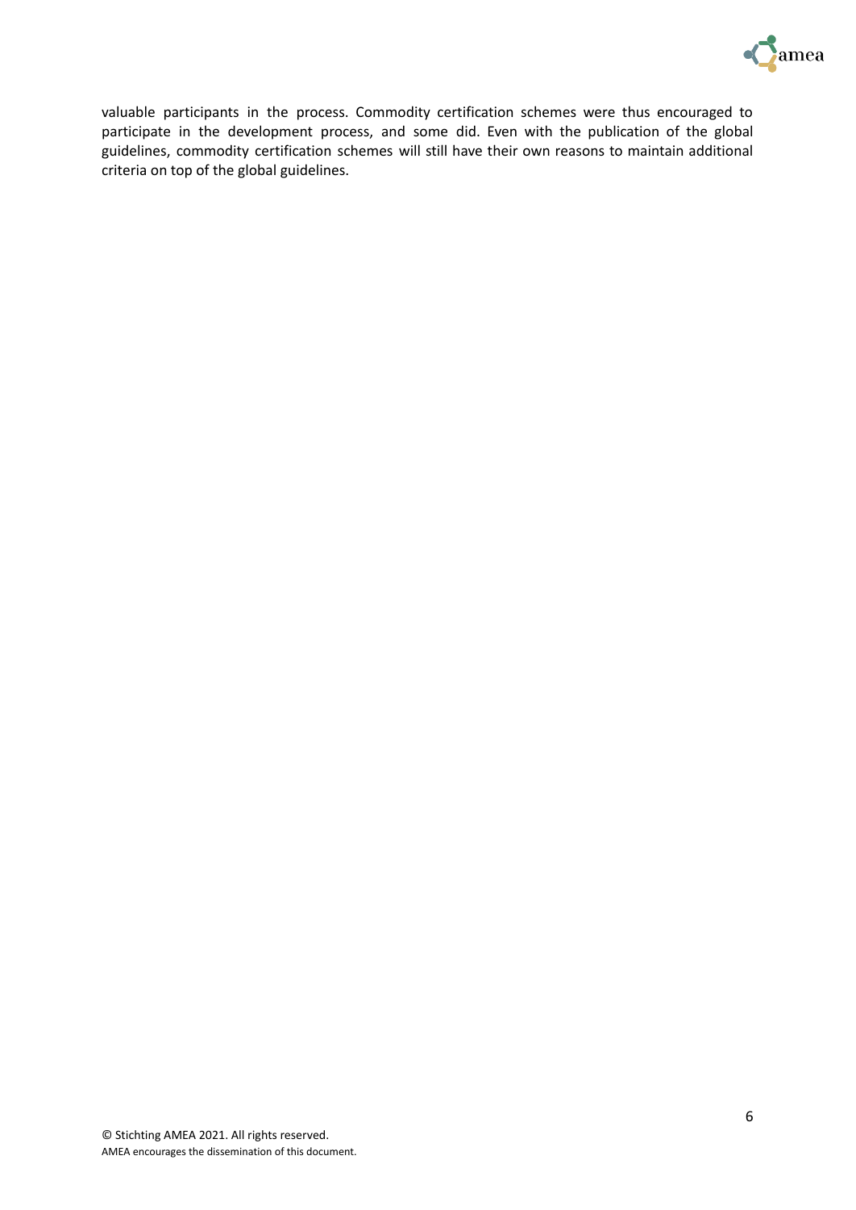valuable participants in the process. Commodity certification schemes were thus encouraged to participate in the development process, and some did. Even with the publication of the global guidelines, commodity certification schemes will still have their own reasons to maintain additional criteria on top of the global guidelines.